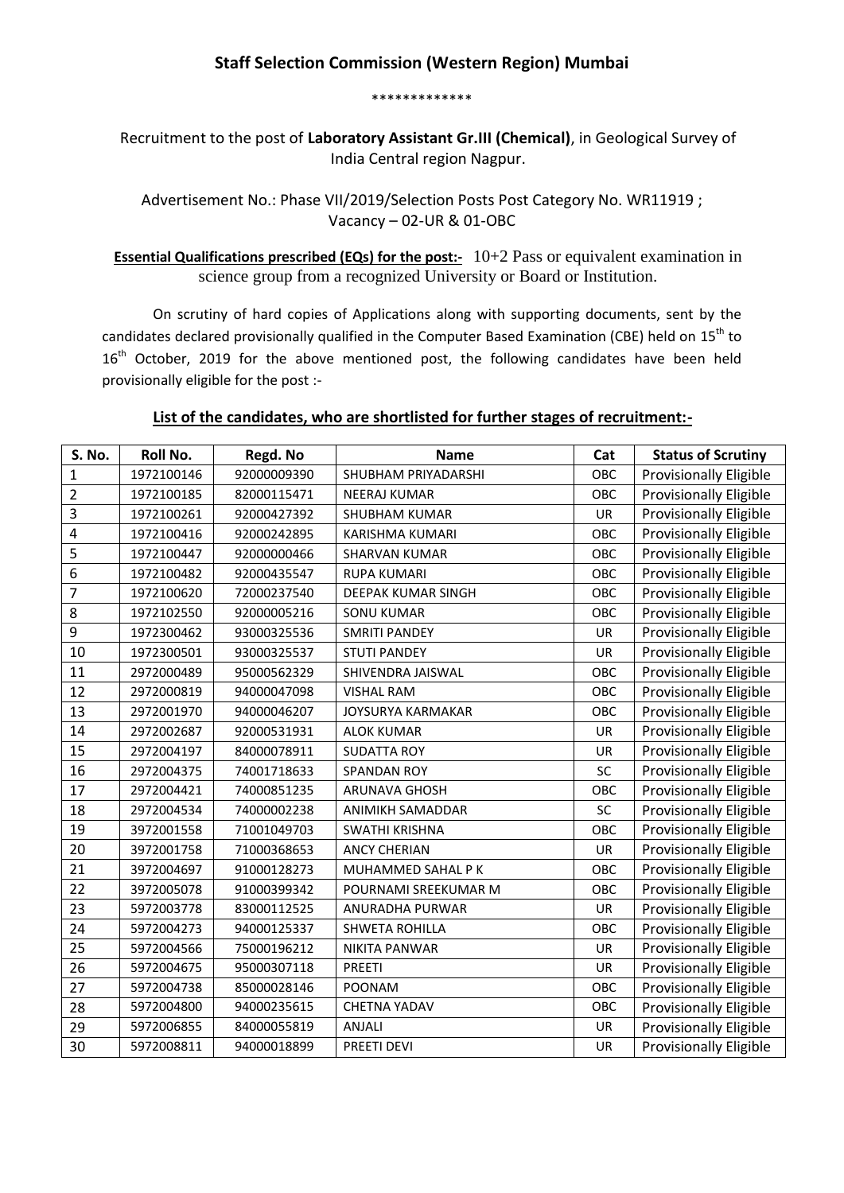## Staff Selection Commission (Western Region) Mumbai

\*\*\*\*\*\*\*\*\*\*\*\*\*

Recruitment to the post of **Laboratory Assistant Gr.III (Chemical)**, in Geological Survey of India Central region Nagpur.

Advertisement No.: Phase VII/2019/Selection Posts Post Category No. WR11919 ; Vacancy – 02-UR & 01-OBC

**Essential Qualifications prescribed (EQs) for the post:-** 10+2 Pass or equivalent examination in science group from a recognized University or Board or Institution.

On scrutiny of hard copies of Applications along with supporting documents, sent by the candidates declared provisionally qualified in the Computer Based Examination (CBE) held on 15th to 16th October, 2019 for the above mentioned post, the following candidates have been held provisionally eligible for the post :-

**List of the candidates, who are shortlisted for further stages of recruitment:-**

| S. No. | Roll No. | Regd. No | Name | Cat | Status of Scrutiny |
|---|---|---|---|---|---|
| 1 | 1972100146 | 92000009390 | SHUBHAM PRIYADARSHI | OBC | Provisionally Eligible |
| 2 | 1972100185 | 82000115471 | NEERAJ KUMAR | OBC | Provisionally Eligible |
| 3 | 1972100261 | 92000427392 | SHUBHAM KUMAR | UR | Provisionally Eligible |
| 4 | 1972100416 | 92000242895 | KARISHMA KUMARI | OBC | Provisionally Eligible |
| 5 | 1972100447 | 92000000466 | SHARVAN KUMAR | OBC | Provisionally Eligible |
| 6 | 1972100482 | 92000435547 | RUPA KUMARI | OBC | Provisionally Eligible |
| 7 | 1972100620 | 72000237540 | DEEPAK KUMAR SINGH | OBC | Provisionally Eligible |
| 8 | 1972102550 | 92000005216 | SONU KUMAR | OBC | Provisionally Eligible |
| 9 | 1972300462 | 93000325536 | SMRITI PANDEY | UR | Provisionally Eligible |
| 10 | 1972300501 | 93000325537 | STUTI PANDEY | UR | Provisionally Eligible |
| 11 | 2972000489 | 95000562329 | SHIVENDRA JAISWAL | OBC | Provisionally Eligible |
| 12 | 2972000819 | 94000047098 | VISHAL RAM | OBC | Provisionally Eligible |
| 13 | 2972001970 | 94000046207 | JOYSURYA KARMAKAR | OBC | Provisionally Eligible |
| 14 | 2972002687 | 92000531931 | ALOK KUMAR | UR | Provisionally Eligible |
| 15 | 2972004197 | 84000078911 | SUDATTA ROY | UR | Provisionally Eligible |
| 16 | 2972004375 | 74001718633 | SPANDAN ROY | SC | Provisionally Eligible |
| 17 | 2972004421 | 74000851235 | ARUNAVA GHOSH | OBC | Provisionally Eligible |
| 18 | 2972004534 | 74000002238 | ANIMIKH SAMADDAR | SC | Provisionally Eligible |
| 19 | 3972001558 | 71001049703 | SWATHI KRISHNA | OBC | Provisionally Eligible |
| 20 | 3972001758 | 71000368653 | ANCY CHERIAN | UR | Provisionally Eligible |
| 21 | 3972004697 | 91000128273 | MUHAMMED SAHAL P K | OBC | Provisionally Eligible |
| 22 | 3972005078 | 91000399342 | POURNAMI SREEKUMAR M | OBC | Provisionally Eligible |
| 23 | 5972003778 | 83000112525 | ANURADHA PURWAR | UR | Provisionally Eligible |
| 24 | 5972004273 | 94000125337 | SHWETA ROHILLA | OBC | Provisionally Eligible |
| 25 | 5972004566 | 75000196212 | NIKITA PANWAR | UR | Provisionally Eligible |
| 26 | 5972004675 | 95000307118 | PREETI | UR | Provisionally Eligible |
| 27 | 5972004738 | 85000028146 | POONAM | OBC | Provisionally Eligible |
| 28 | 5972004800 | 94000235615 | CHETNA YADAV | OBC | Provisionally Eligible |
| 29 | 5972006855 | 84000055819 | ANJALI | UR | Provisionally Eligible |
| 30 | 5972008811 | 94000018899 | PREETI DEVI | UR | Provisionally Eligible |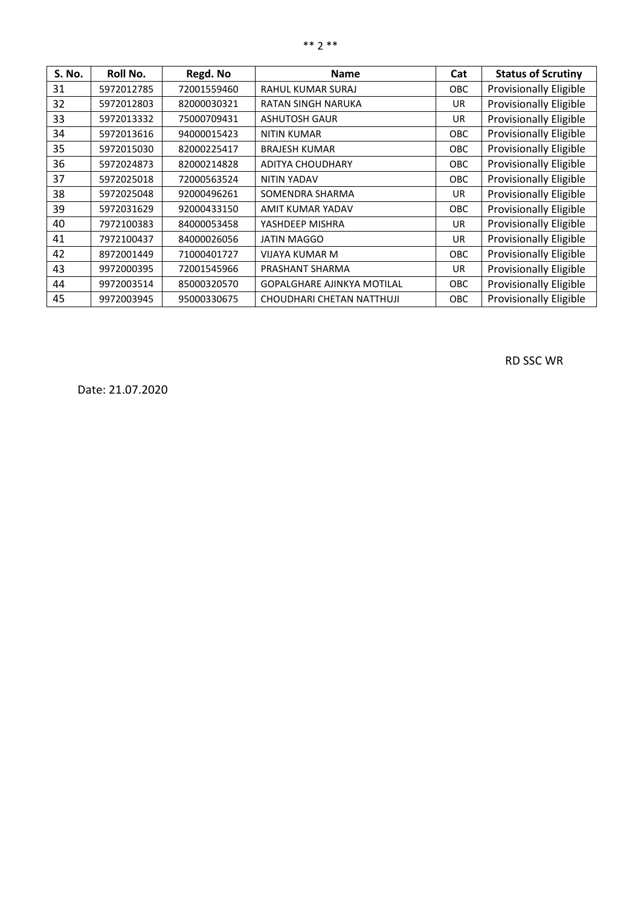| S. No. | Roll No. | Regd. No | Name | Cat | Status of Scrutiny |
|---|---|---|---|---|---|
| 31 | 5972012785 | 72001559460 | RAHUL KUMAR SURAJ | OBC | Provisionally Eligible |
| 32 | 5972012803 | 82000030321 | RATAN SINGH NARUKA | UR | Provisionally Eligible |
| 33 | 5972013332 | 75000709431 | ASHUTOSH GAUR | UR | Provisionally Eligible |
| 34 | 5972013616 | 94000015423 | NITIN KUMAR | OBC | Provisionally Eligible |
| 35 | 5972015030 | 82000225417 | BRAJESH KUMAR | OBC | Provisionally Eligible |
| 36 | 5972024873 | 82000214828 | ADITYA CHOUDHARY | OBC | Provisionally Eligible |
| 37 | 5972025018 | 72000563524 | NITIN YADAV | OBC | Provisionally Eligible |
| 38 | 5972025048 | 92000496261 | SOMENDRA SHARMA | UR | Provisionally Eligible |
| 39 | 5972031629 | 92000433150 | AMIT KUMAR YADAV | OBC | Provisionally Eligible |
| 40 | 7972100383 | 84000053458 | YASHDEEP MISHRA | UR | Provisionally Eligible |
| 41 | 7972100437 | 84000026056 | JATIN MAGGO | UR | Provisionally Eligible |
| 42 | 8972001449 | 71000401727 | VIJAYA KUMAR M | OBC | Provisionally Eligible |
| 43 | 9972000395 | 72001545966 | PRASHANT SHARMA | UR | Provisionally Eligible |
| 44 | 9972003514 | 85000320570 | GOPALGHARE AJINKYA MOTILAL | OBC | Provisionally Eligible |
| 45 | 9972003945 | 95000330675 | CHOUDHARI CHETAN NATTHUJI | OBC | Provisionally Eligible |

RD SSC WR

Date: 21.07.2020